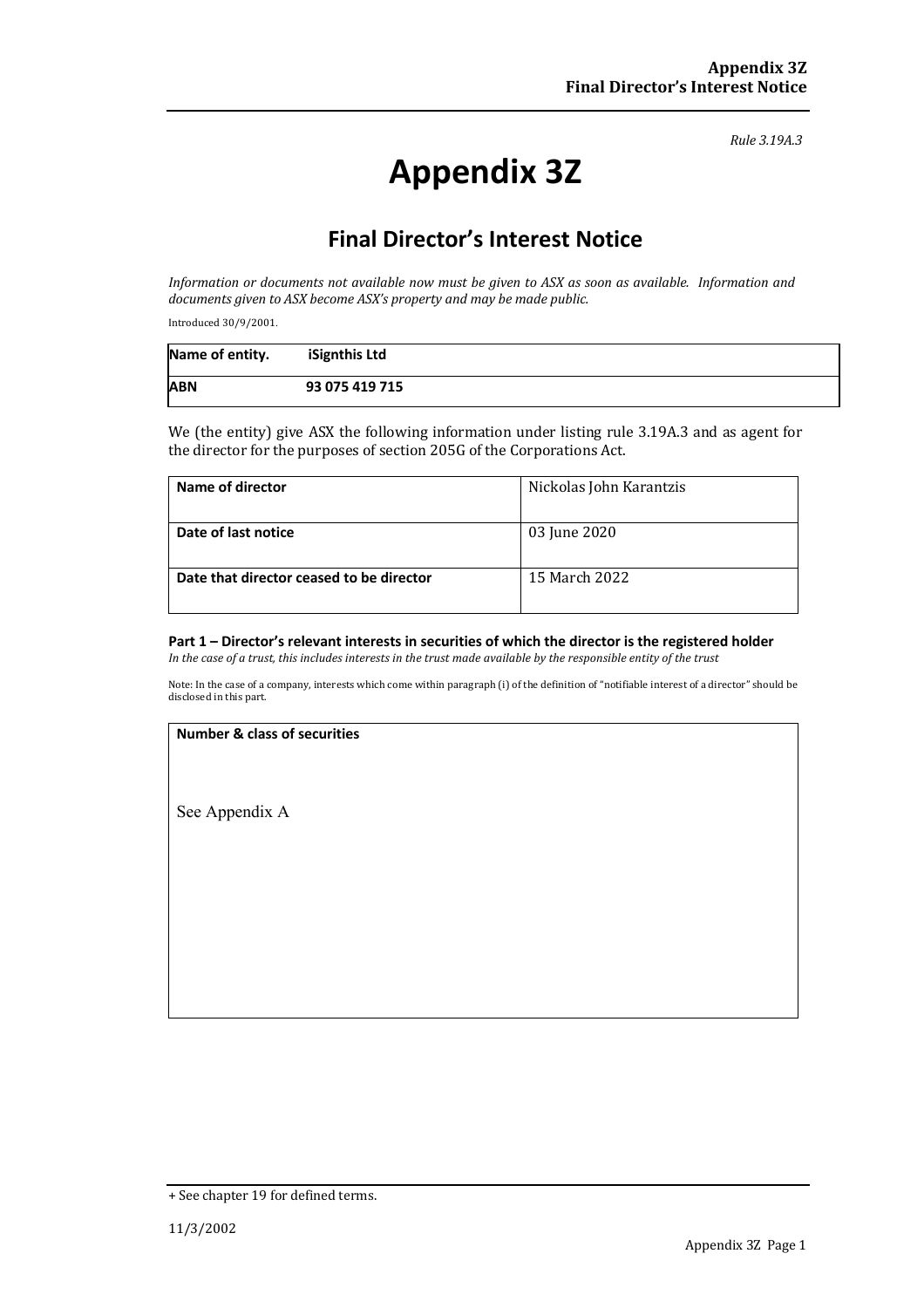*Rule 3.19A.3*

# Appendix 3Z

## Final Director's Interest Notice

*Information or documents not available now must be given to ASX as soon as available. Information and documents given to ASX become ASX's property and may be made public.*

Introduced 30/9/2001.

| **Name of entity.** | **iSignthis Ltd** |
|---|---|
| **ABN** | **93 075 419 715** |

We (the entity) give ASX the following information under listing rule 3.19A.3 and as agent for the director for the purposes of section 205G of the Corporations Act.

| **Name of director** | Nickolas John Karantzis |
|---|---|
| **Date of last notice** | 03 June 2020 |
| **Date that director ceased to be director** | 15 March 2022 |

**Part 1 – Director's relevant interests in securities of which the director is the registered holder**
*In the case of a trust, this includes interests in the trust made available by the responsible entity of the trust*

Note: In the case of a company, interests which come within paragraph (i) of the definition of "notifiable interest of a director" should be disclosed in this part.

| **Number & class of securities** |
|---|
| See Appendix A |

+ See chapter 19 for defined terms.

11/3/2002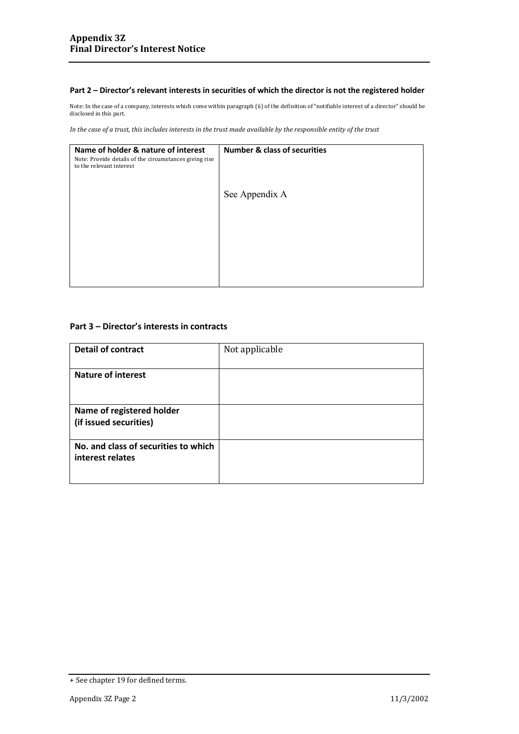## Part 2 – Director's relevant interests in securities of which the director is not the registered holder

Note: In the case of a company, interests which come within paragraph (ii) of the definition of "notifiable interest of a director" should be disclosed in this part.

*In the case of a trust, this includes interests in the trust made available by the responsible entity of the trust*

| **Name of holder & nature of interest**<br>Note: Provide details of the circumstances giving rise to the relevant interest | **Number & class of securities** |
|---|---|
| | See Appendix A |

## Part 3 – Director's interests in contracts

| | |
|---|---|
| **Detail of contract** | Not applicable |
| **Nature of interest** | |
| **Name of registered holder (if issued securities)** | |
| **No. and class of securities to which interest relates** | |

+ See chapter 19 for defined terms.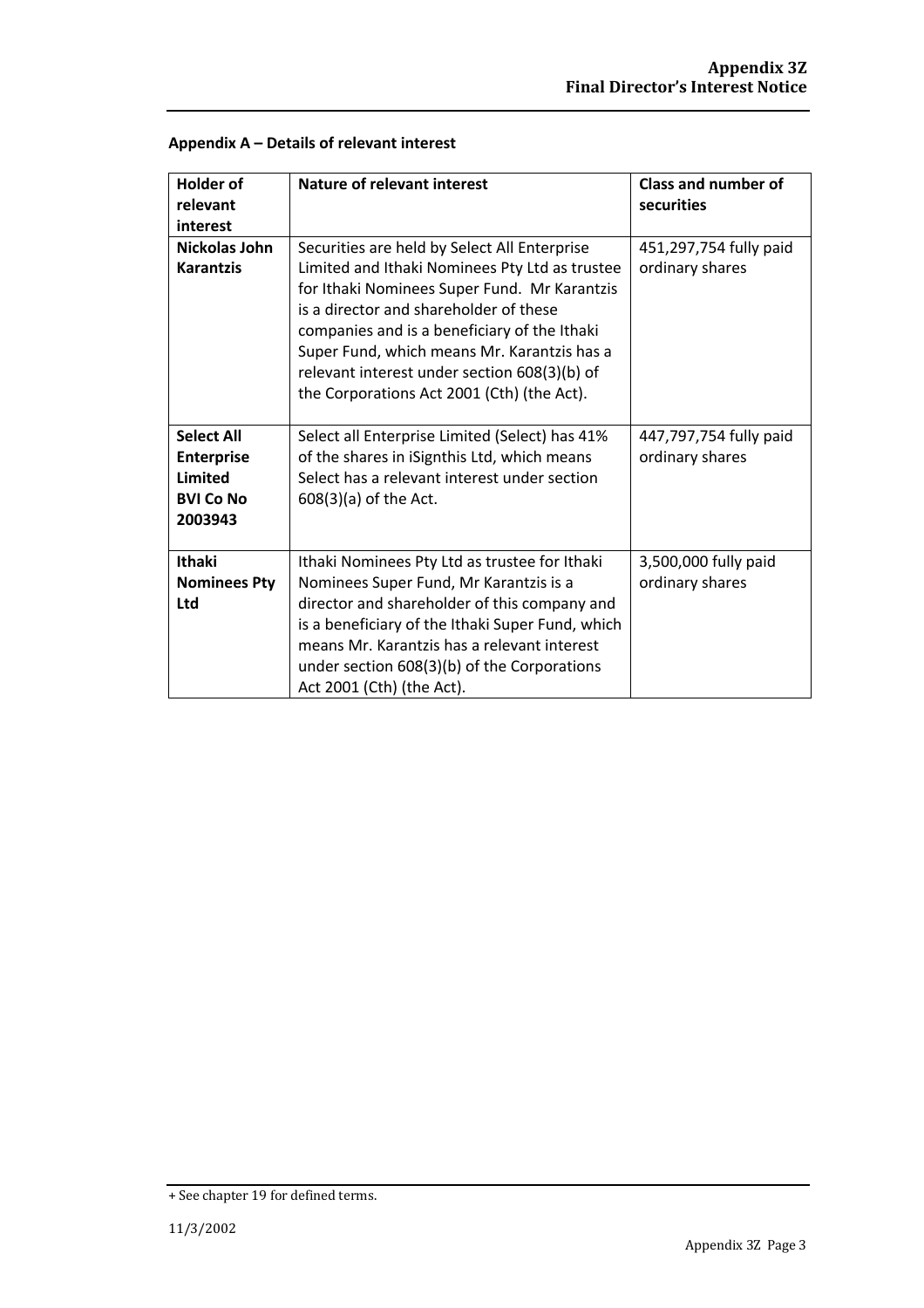**Appendix A – Details of relevant interest**

| Holder of relevant interest | Nature of relevant interest | Class and number of securities |
|---|---|---|
| **Nickolas John Karantzis** | Securities are held by Select All Enterprise Limited and Ithaki Nominees Pty Ltd as trustee for Ithaki Nominees Super Fund. Mr Karantzis is a director and shareholder of these companies and is a beneficiary of the Ithaki Super Fund, which means Mr. Karantzis has a relevant interest under section 608(3)(b) of the Corporations Act 2001 (Cth) (the Act). | 451,297,754 fully paid ordinary shares |
| **Select All Enterprise Limited BVI Co No 2003943** | Select all Enterprise Limited (Select) has 41% of the shares in iSignthis Ltd, which means Select has a relevant interest under section 608(3)(a) of the Act. | 447,797,754 fully paid ordinary shares |
| **Ithaki Nominees Pty Ltd** | Ithaki Nominees Pty Ltd as trustee for Ithaki Nominees Super Fund, Mr Karantzis is a director and shareholder of this company and is a beneficiary of the Ithaki Super Fund, which means Mr. Karantzis has a relevant interest under section 608(3)(b) of the Corporations Act 2001 (Cth) (the Act). | 3,500,000 fully paid ordinary shares |

+ See chapter 19 for defined terms.

11/3/2002